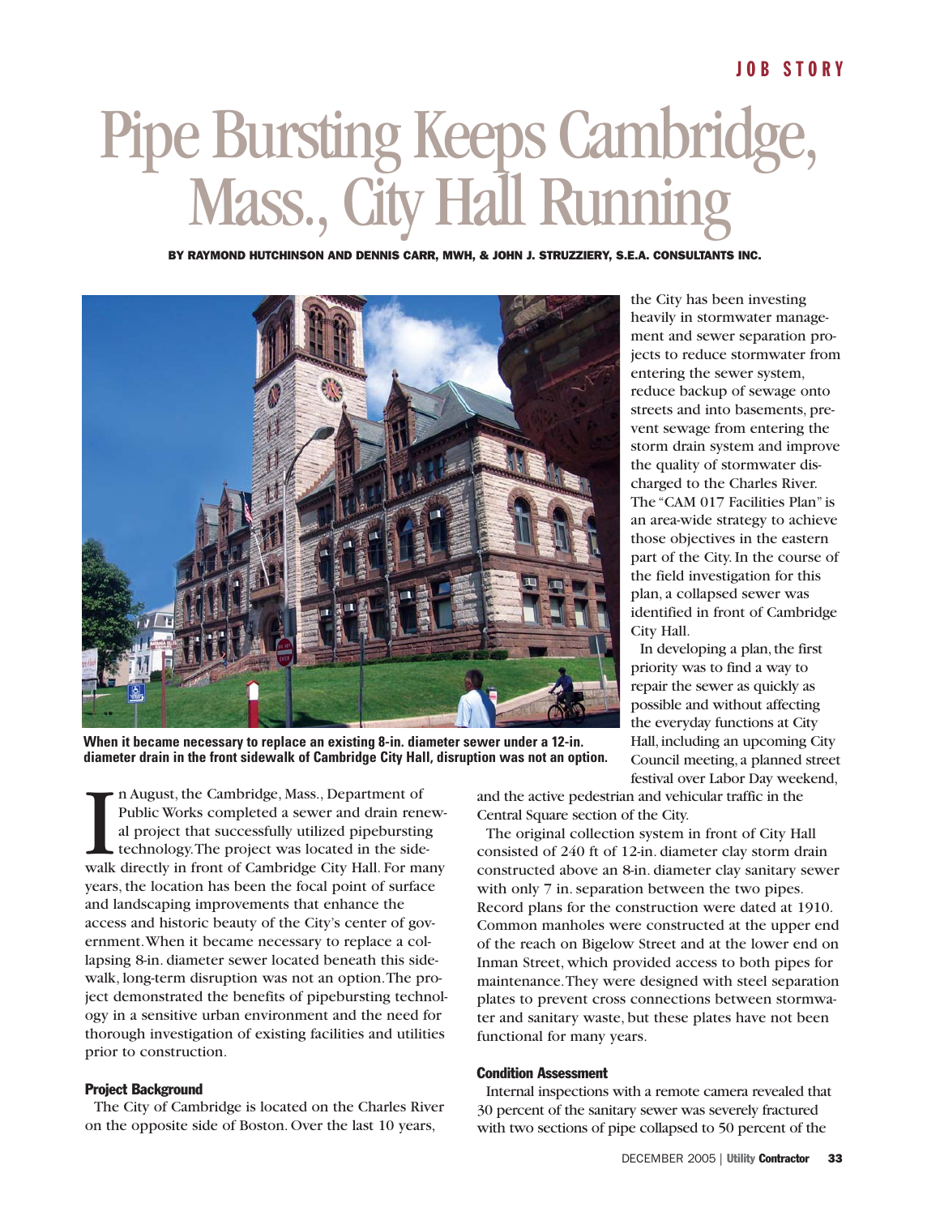JOB STORY

# Pipe Bursting Keeps Cambridge, Mass., City Hall Running

**BY RAYMOND HUTCHINSON AND DENNIS CARR, MWH, & JOHN J. STRUZZIERY, S.E.A. CONSULTANTS INC.**

**When it became necessary to replace an existing 8-in. diameter sewer under a 12-in. diameter drain in the front sidewalk of Cambridge City Hall, disruption was not an option.**

In August, the Cambridge, Mass., Department of Public Works completed a sewer and drain renewal project that successfully utilized pipebursting technology. The project was located in the sidewalk directly in front of Cambridge City Hall. For many years, the location has been the focal point of surface and landscaping improvements that enhance the access and historic beauty of the City's center of government. When it became necessary to replace a collapsing 8-in. diameter sewer located beneath this sidewalk, long-term disruption was not an option. The project demonstrated the benefits of pipebursting technology in a sensitive urban environment and the need for thorough investigation of existing facilities and utilities prior to construction.

### Project Background

The City of Cambridge is located on the Charles River on the opposite side of Boston. Over the last 10 years, the City has been investing heavily in stormwater management and sewer separation projects to reduce stormwater from entering the sewer system, reduce backup of sewage onto streets and into basements, prevent sewage from entering the storm drain system and improve the quality of stormwater discharged to the Charles River. The "CAM 017 Facilities Plan" is an area-wide strategy to achieve those objectives in the eastern part of the City. In the course of the field investigation for this plan, a collapsed sewer was identified in front of Cambridge City Hall.

In developing a plan, the first priority was to find a way to repair the sewer as quickly as possible and without affecting the everyday functions at City Hall, including an upcoming City Council meeting, a planned street festival over Labor Day weekend, and the active pedestrian and vehicular traffic in the Central Square section of the City.

The original collection system in front of City Hall consisted of 240 ft of 12-in. diameter clay storm drain constructed above an 8-in. diameter clay sanitary sewer with only 7 in. separation between the two pipes. Record plans for the construction were dated at 1910. Common manholes were constructed at the upper end of the reach on Bigelow Street and at the lower end on Inman Street, which provided access to both pipes for maintenance. They were designed with steel separation plates to prevent cross connections between stormwater and sanitary waste, but these plates have not been functional for many years.

### Condition Assessment

Internal inspections with a remote camera revealed that 30 percent of the sanitary sewer was severely fractured with two sections of pipe collapsed to 50 percent of the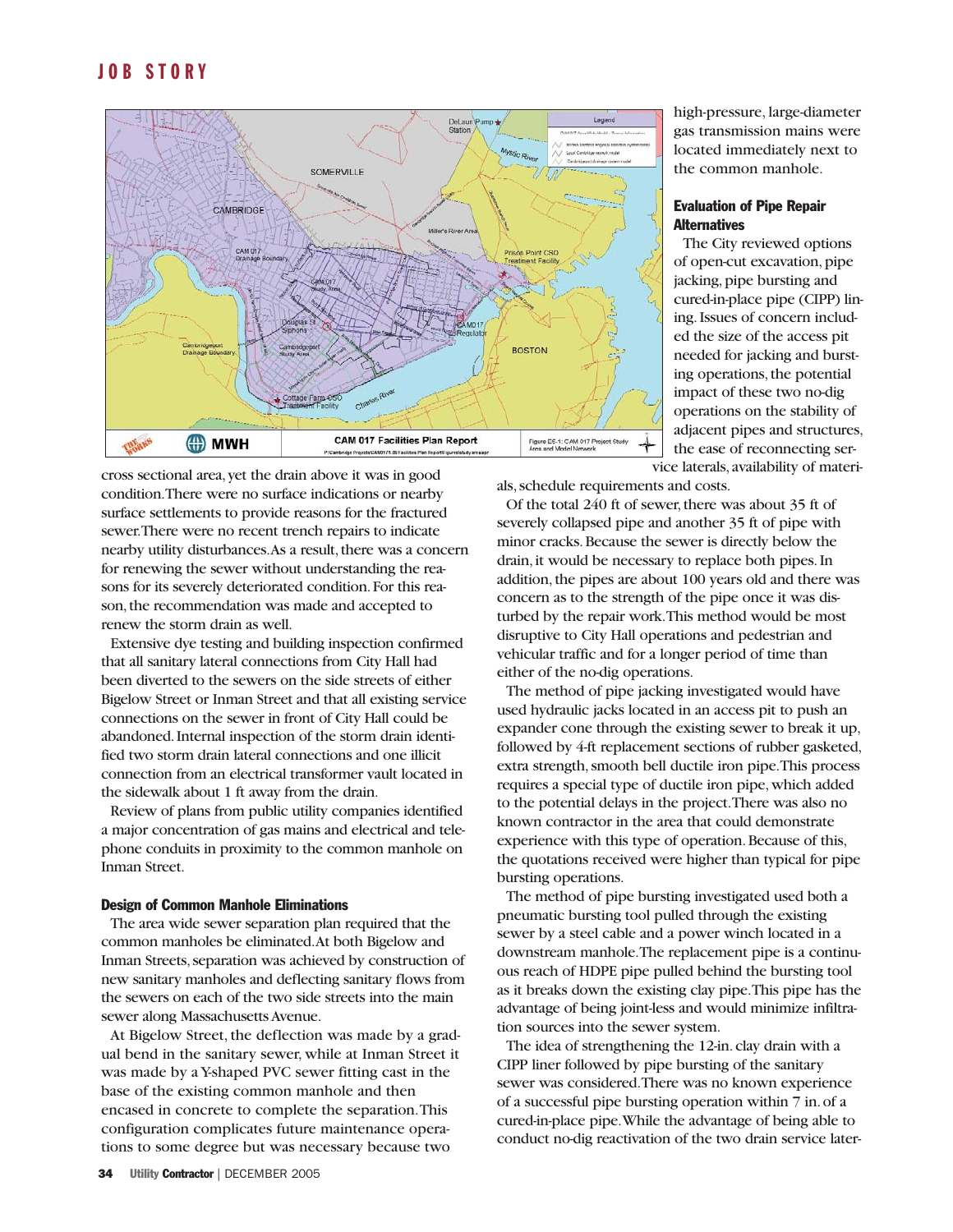cross sectional area, yet the drain above it was in good condition. There were no surface indications or nearby surface settlements to provide reasons for the fractured sewer. There were no recent trench repairs to indicate nearby utility disturbances. As a result, there was a concern for renewing the sewer without understanding the reasons for its severely deteriorated condition. For this reason, the recommendation was made and accepted to renew the storm drain as well.

Extensive dye testing and building inspection confirmed that all sanitary lateral connections from City Hall had been diverted to the sewers on the side streets of either Bigelow Street or Inman Street and that all existing service connections on the sewer in front of City Hall could be abandoned. Internal inspection of the storm drain identified two storm drain lateral connections and one illicit connection from an electrical transformer vault located in the sidewalk about 1 ft away from the drain.

Review of plans from public utility companies identified a major concentration of gas mains and electrical and telephone conduits in proximity to the common manhole on Inman Street.

### Design of Common Manhole Eliminations

The area wide sewer separation plan required that the common manholes be eliminated. At both Bigelow and Inman Streets, separation was achieved by construction of new sanitary manholes and deflecting sanitary flows from the sewers on each of the two side streets into the main sewer along Massachusetts Avenue.

At Bigelow Street, the deflection was made by a gradual bend in the sanitary sewer, while at Inman Street it was made by a Y-shaped PVC sewer fitting cast in the base of the existing common manhole and then encased in concrete to complete the separation. This configuration complicates future maintenance operations to some degree but was necessary because two high-pressure, large-diameter gas transmission mains were located immediately next to the common manhole.

### Evaluation of Pipe Repair Alternatives

The City reviewed options of open-cut excavation, pipe jacking, pipe bursting and cured-in-place pipe (CIPP) lining. Issues of concern included the size of the access pit needed for jacking and bursting operations, the potential impact of these two no-dig operations on the stability of adjacent pipes and structures, the ease of reconnecting service laterals, availability of materials, schedule requirements and costs.

Of the total 240 ft of sewer, there was about 35 ft of severely collapsed pipe and another 35 ft of pipe with minor cracks. Because the sewer is directly below the drain, it would be necessary to replace both pipes. In addition, the pipes are about 100 years old and there was concern as to the strength of the pipe once it was disturbed by the repair work. This method would be most disruptive to City Hall operations and pedestrian and vehicular traffic and for a longer period of time than either of the no-dig operations.

The method of pipe jacking investigated would have used hydraulic jacks located in an access pit to push an expander cone through the existing sewer to break it up, followed by 4-ft replacement sections of rubber gasketed, extra strength, smooth bell ductile iron pipe. This process requires a special type of ductile iron pipe, which added to the potential delays in the project. There was also no known contractor in the area that could demonstrate experience with this type of operation. Because of this, the quotations received were higher than typical for pipe bursting operations.

The method of pipe bursting investigated used both a pneumatic bursting tool pulled through the existing sewer by a steel cable and a power winch located in a downstream manhole. The replacement pipe is a continuous reach of HDPE pipe pulled behind the bursting tool as it breaks down the existing clay pipe. This pipe has the advantage of being joint-less and would minimize infiltration sources into the sewer system.

The idea of strengthening the 12-in. clay drain with a CIPP liner followed by pipe bursting of the sanitary sewer was considered. There was no known experience of a successful pipe bursting operation within 7 in. of a cured-in-place pipe. While the advantage of being able to conduct no-dig reactivation of the two drain service later-

CAM 017 Facilities Plan Report — Figure ES-1: CAM 017 Project Study Area and Model Network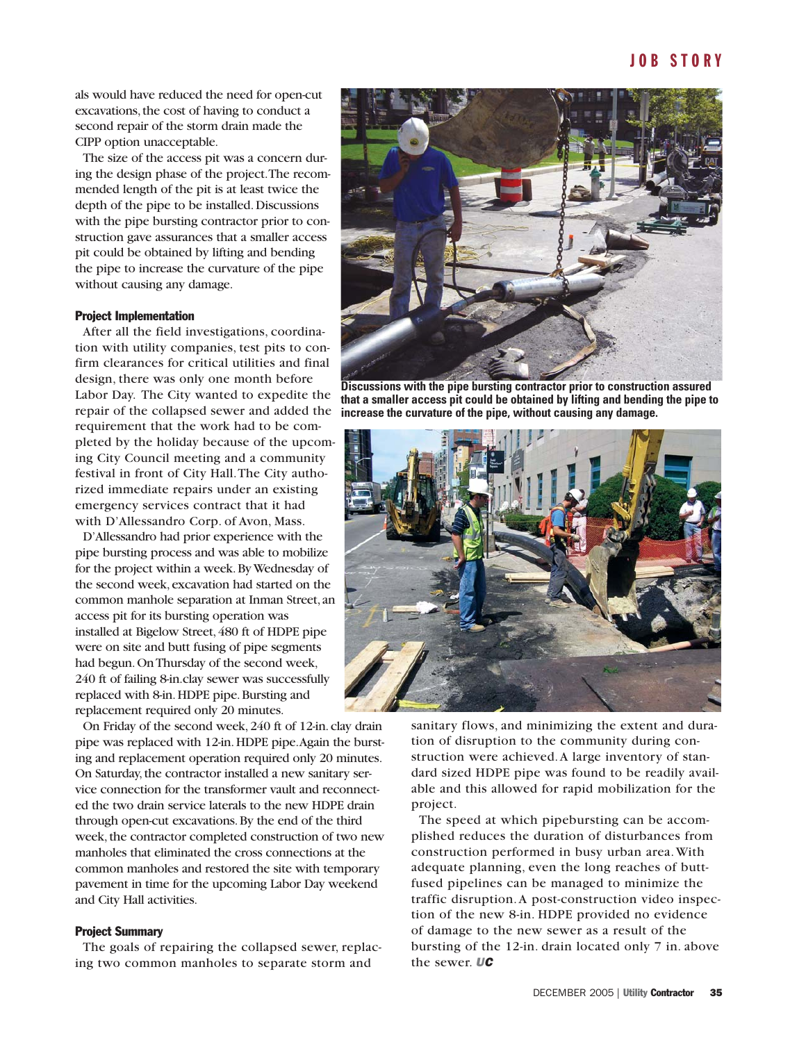als would have reduced the need for open-cut excavations, the cost of having to conduct a second repair of the storm drain made the CIPP option unacceptable.

The size of the access pit was a concern during the design phase of the project. The recommended length of the pit is at least twice the depth of the pipe to be installed. Discussions with the pipe bursting contractor prior to construction gave assurances that a smaller access pit could be obtained by lifting and bending the pipe to increase the curvature of the pipe without causing any damage.

### Project Implementation

After all the field investigations, coordination with utility companies, test pits to confirm clearances for critical utilities and final design, there was only one month before Labor Day. The City wanted to expedite the repair of the collapsed sewer and added the requirement that the work had to be completed by the holiday because of the upcoming City Council meeting and a community festival in front of City Hall. The City authorized immediate repairs under an existing emergency services contract that it had with D'Allessandro Corp. of Avon, Mass.

D'Allessandro had prior experience with the pipe bursting process and was able to mobilize for the project within a week. By Wednesday of the second week, excavation had started on the common manhole separation at Inman Street, an access pit for its bursting operation was installed at Bigelow Street, 480 ft of HDPE pipe were on site and butt fusing of pipe segments had begun. On Thursday of the second week, 240 ft of failing 8-in. clay sewer was successfully replaced with 8-in. HDPE pipe. Bursting and replacement required only 20 minutes.

On Friday of the second week, 240 ft of 12-in. clay drain pipe was replaced with 12-in. HDPE pipe. Again the bursting and replacement operation required only 20 minutes. On Saturday, the contractor installed a new sanitary service connection for the transformer vault and reconnected the two drain service laterals to the new HDPE drain through open-cut excavations. By the end of the third week, the contractor completed construction of two new manholes that eliminated the cross connections at the common manholes and restored the site with temporary pavement in time for the upcoming Labor Day weekend and City Hall activities.

### Project Summary

The goals of repairing the collapsed sewer, replacing two common manholes to separate storm and sanitary flows, and minimizing the extent and duration of disruption to the community during construction were achieved. A large inventory of standard sized HDPE pipe was found to be readily available and this allowed for rapid mobilization for the project.

The speed at which pipebursting can be accomplished reduces the duration of disturbances from construction performed in busy urban area. With adequate planning, even the long reaches of butt-fused pipelines can be managed to minimize the traffic disruption. A post-construction video inspection of the new 8-in. HDPE provided no evidence of damage to the new sewer as a result of the bursting of the 12-in. drain located only 7 in. above the sewer. ***UC***

**Discussions with the pipe bursting contractor prior to construction assured that a smaller access pit could be obtained by lifting and bending the pipe to increase the curvature of the pipe, without causing any damage.**